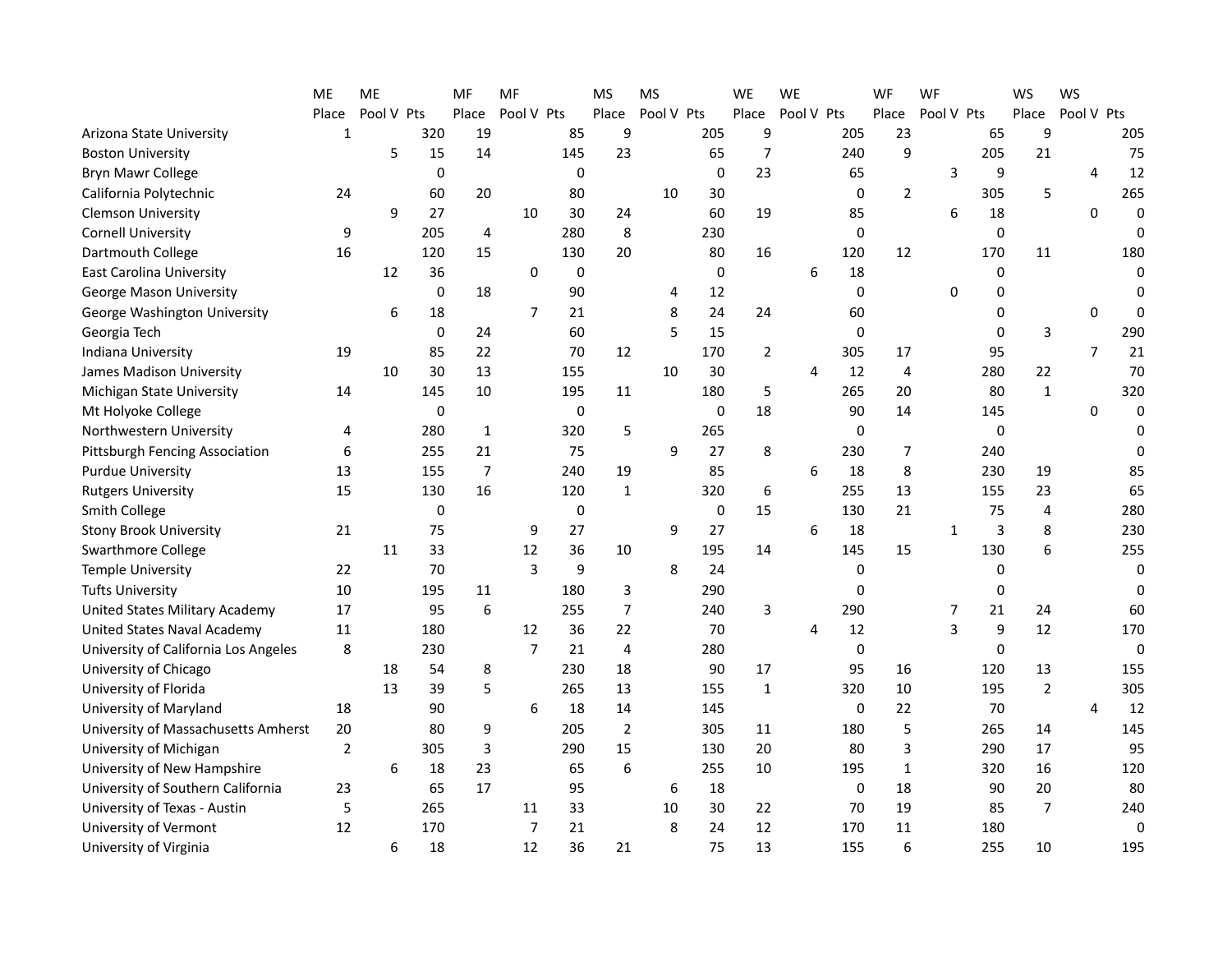| | ME | ME | | MF | MF | | MS | MS | | WE | WE | | WF | WF | | WS | WS | |
|---|---|---|---|---|---|---|---|---|---|---|---|---|---|---|---|---|---|---|
| | Place | Pool V | Pts | Place | Pool V | Pts | Place | Pool V | Pts | Place | Pool V | Pts | Place | Pool V | Pts | Place | Pool V | Pts |
| Arizona State University | 1 | | 320 | 19 | | 85 | 9 | | 205 | 9 | | 205 | 23 | | 65 | 9 | | 205 |
| Boston University | | 5 | 15 | 14 | | 145 | 23 | | 65 | 7 | | 240 | 9 | | 205 | 21 | | 75 |
| Bryn Mawr College | | | 0 | | | 0 | | | 0 | 23 | | 65 | | 3 | 9 | | 4 | 12 |
| California Polytechnic | 24 | | 60 | 20 | | 80 | | 10 | 30 | | | 0 | 2 | | 305 | 5 | | 265 |
| Clemson University | | 9 | 27 | | 10 | 30 | 24 | | 60 | 19 | | 85 | | 6 | 18 | | 0 | 0 |
| Cornell University | 9 | | 205 | 4 | | 280 | 8 | | 230 | | | 0 | | | 0 | | | 0 |
| Dartmouth College | 16 | | 120 | 15 | | 130 | 20 | | 80 | 16 | | 120 | 12 | | 170 | 11 | | 180 |
| East Carolina University | | 12 | 36 | | 0 | 0 | | | 0 | | 6 | 18 | | | 0 | | | 0 |
| George Mason University | | | 0 | 18 | | 90 | | 4 | 12 | | | 0 | | 0 | 0 | | | 0 |
| George Washington University | | 6 | 18 | | 7 | 21 | | 8 | 24 | 24 | | 60 | | | 0 | | 0 | 0 |
| Georgia Tech | | | 0 | 24 | | 60 | | 5 | 15 | | | 0 | | | 0 | 3 | | 290 |
| Indiana University | 19 | | 85 | 22 | | 70 | 12 | | 170 | 2 | | 305 | 17 | | 95 | | 7 | 21 |
| James Madison University | | 10 | 30 | 13 | | 155 | | 10 | 30 | | 4 | 12 | 4 | | 280 | 22 | | 70 |
| Michigan State University | 14 | | 145 | 10 | | 195 | 11 | | 180 | 5 | | 265 | 20 | | 80 | 1 | | 320 |
| Mt Holyoke College | | | 0 | | | 0 | | | 0 | 18 | | 90 | 14 | | 145 | | 0 | 0 |
| Northwestern University | 4 | | 280 | 1 | | 320 | 5 | | 265 | | | 0 | | | 0 | | | 0 |
| Pittsburgh Fencing Association | 6 | | 255 | 21 | | 75 | | 9 | 27 | 8 | | 230 | 7 | | 240 | | | 0 |
| Purdue University | 13 | | 155 | 7 | | 240 | 19 | | 85 | | 6 | 18 | 8 | | 230 | 19 | | 85 |
| Rutgers University | 15 | | 130 | 16 | | 120 | 1 | | 320 | 6 | | 255 | 13 | | 155 | 23 | | 65 |
| Smith College | | | 0 | | | 0 | | | 0 | 15 | | 130 | 21 | | 75 | 4 | | 280 |
| Stony Brook University | 21 | | 75 | | 9 | 27 | | 9 | 27 | | 6 | 18 | | 1 | 3 | 8 | | 230 |
| Swarthmore College | | 11 | 33 | | 12 | 36 | 10 | | 195 | 14 | | 145 | 15 | | 130 | 6 | | 255 |
| Temple University | 22 | | 70 | | 3 | 9 | | 8 | 24 | | | 0 | | | 0 | | | 0 |
| Tufts University | 10 | | 195 | 11 | | 180 | 3 | | 290 | | | 0 | | | 0 | | | 0 |
| United States Military Academy | 17 | | 95 | 6 | | 255 | 7 | | 240 | 3 | | 290 | | 7 | 21 | 24 | | 60 |
| United States Naval Academy | 11 | | 180 | | 12 | 36 | 22 | | 70 | | 4 | 12 | | 3 | 9 | 12 | | 170 |
| University of California Los Angeles | 8 | | 230 | | 7 | 21 | 4 | | 280 | | | 0 | | | 0 | | | 0 |
| University of Chicago | | 18 | 54 | 8 | | 230 | 18 | | 90 | 17 | | 95 | 16 | | 120 | 13 | | 155 |
| University of Florida | | 13 | 39 | 5 | | 265 | 13 | | 155 | 1 | | 320 | 10 | | 195 | 2 | | 305 |
| University of Maryland | 18 | | 90 | | 6 | 18 | 14 | | 145 | | | 0 | 22 | | 70 | | 4 | 12 |
| University of Massachusetts Amherst | 20 | | 80 | 9 | | 205 | 2 | | 305 | 11 | | 180 | 5 | | 265 | 14 | | 145 |
| University of Michigan | 2 | | 305 | 3 | | 290 | 15 | | 130 | 20 | | 80 | 3 | | 290 | 17 | | 95 |
| University of New Hampshire | | 6 | 18 | 23 | | 65 | 6 | | 255 | 10 | | 195 | 1 | | 320 | 16 | | 120 |
| University of Southern California | 23 | | 65 | 17 | | 95 | | 6 | 18 | | | 0 | 18 | | 90 | 20 | | 80 |
| University of Texas - Austin | 5 | | 265 | | 11 | 33 | | 10 | 30 | 22 | | 70 | 19 | | 85 | 7 | | 240 |
| University of Vermont | 12 | | 170 | | 7 | 21 | | 8 | 24 | 12 | | 170 | 11 | | 180 | | | 0 |
| University of Virginia | | 6 | 18 | | 12 | 36 | 21 | | 75 | 13 | | 155 | 6 | | 255 | 10 | | 195 |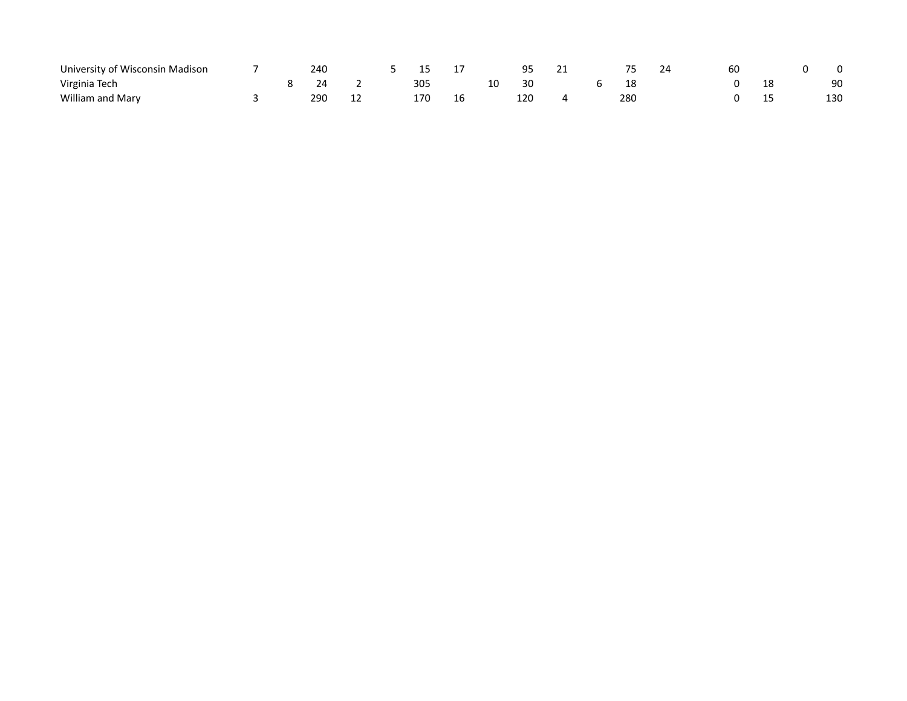| | | | | | | | | | | | | | | | | | | |
|---|---|---|---|---|---|---|---|---|---|---|---|---|---|---|---|---|---|---|
| University of Wisconsin Madison | 7 | | 240 | | 5 | 15 | 17 | | 95 | 21 | | 75 | 24 | | 60 | | 0 | 0 |
| Virginia Tech | | 8 | 24 | 2 | | 305 | | 10 | 30 | | 6 | 18 | | | 0 | 18 | | 90 |
| William and Mary | 3 | | 290 | 12 | | 170 | 16 | | 120 | 4 | | 280 | | | 0 | 15 | | 130 |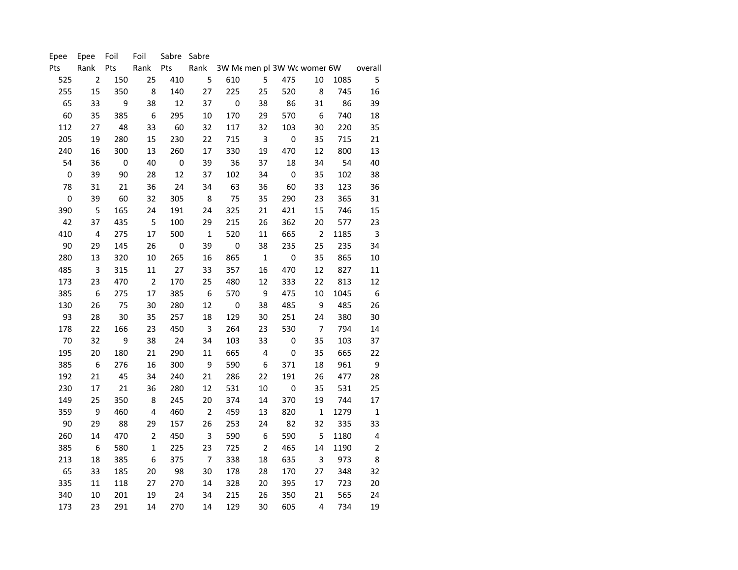| Epee Pts | Epee Rank | Foil Pts | Foil Rank | Sabre Pts | Sabre Rank | 3W Me | men pl | 3W Wc | womer | 6W | overall |
|---|---|---|---|---|---|---|---|---|---|---|---|
| 525 | 2 | 150 | 25 | 410 | 5 | 610 | 5 | 475 | 10 | 1085 | 5 |
| 255 | 15 | 350 | 8 | 140 | 27 | 225 | 25 | 520 | 8 | 745 | 16 |
| 65 | 33 | 9 | 38 | 12 | 37 | 0 | 38 | 86 | 31 | 86 | 39 |
| 60 | 35 | 385 | 6 | 295 | 10 | 170 | 29 | 570 | 6 | 740 | 18 |
| 112 | 27 | 48 | 33 | 60 | 32 | 117 | 32 | 103 | 30 | 220 | 35 |
| 205 | 19 | 280 | 15 | 230 | 22 | 715 | 3 | 0 | 35 | 715 | 21 |
| 240 | 16 | 300 | 13 | 260 | 17 | 330 | 19 | 470 | 12 | 800 | 13 |
| 54 | 36 | 0 | 40 | 0 | 39 | 36 | 37 | 18 | 34 | 54 | 40 |
| 0 | 39 | 90 | 28 | 12 | 37 | 102 | 34 | 0 | 35 | 102 | 38 |
| 78 | 31 | 21 | 36 | 24 | 34 | 63 | 36 | 60 | 33 | 123 | 36 |
| 0 | 39 | 60 | 32 | 305 | 8 | 75 | 35 | 290 | 23 | 365 | 31 |
| 390 | 5 | 165 | 24 | 191 | 24 | 325 | 21 | 421 | 15 | 746 | 15 |
| 42 | 37 | 435 | 5 | 100 | 29 | 215 | 26 | 362 | 20 | 577 | 23 |
| 410 | 4 | 275 | 17 | 500 | 1 | 520 | 11 | 665 | 2 | 1185 | 3 |
| 90 | 29 | 145 | 26 | 0 | 39 | 0 | 38 | 235 | 25 | 235 | 34 |
| 280 | 13 | 320 | 10 | 265 | 16 | 865 | 1 | 0 | 35 | 865 | 10 |
| 485 | 3 | 315 | 11 | 27 | 33 | 357 | 16 | 470 | 12 | 827 | 11 |
| 173 | 23 | 470 | 2 | 170 | 25 | 480 | 12 | 333 | 22 | 813 | 12 |
| 385 | 6 | 275 | 17 | 385 | 6 | 570 | 9 | 475 | 10 | 1045 | 6 |
| 130 | 26 | 75 | 30 | 280 | 12 | 0 | 38 | 485 | 9 | 485 | 26 |
| 93 | 28 | 30 | 35 | 257 | 18 | 129 | 30 | 251 | 24 | 380 | 30 |
| 178 | 22 | 166 | 23 | 450 | 3 | 264 | 23 | 530 | 7 | 794 | 14 |
| 70 | 32 | 9 | 38 | 24 | 34 | 103 | 33 | 0 | 35 | 103 | 37 |
| 195 | 20 | 180 | 21 | 290 | 11 | 665 | 4 | 0 | 35 | 665 | 22 |
| 385 | 6 | 276 | 16 | 300 | 9 | 590 | 6 | 371 | 18 | 961 | 9 |
| 192 | 21 | 45 | 34 | 240 | 21 | 286 | 22 | 191 | 26 | 477 | 28 |
| 230 | 17 | 21 | 36 | 280 | 12 | 531 | 10 | 0 | 35 | 531 | 25 |
| 149 | 25 | 350 | 8 | 245 | 20 | 374 | 14 | 370 | 19 | 744 | 17 |
| 359 | 9 | 460 | 4 | 460 | 2 | 459 | 13 | 820 | 1 | 1279 | 1 |
| 90 | 29 | 88 | 29 | 157 | 26 | 253 | 24 | 82 | 32 | 335 | 33 |
| 260 | 14 | 470 | 2 | 450 | 3 | 590 | 6 | 590 | 5 | 1180 | 4 |
| 385 | 6 | 580 | 1 | 225 | 23 | 725 | 2 | 465 | 14 | 1190 | 2 |
| 213 | 18 | 385 | 6 | 375 | 7 | 338 | 18 | 635 | 3 | 973 | 8 |
| 65 | 33 | 185 | 20 | 98 | 30 | 178 | 28 | 170 | 27 | 348 | 32 |
| 335 | 11 | 118 | 27 | 270 | 14 | 328 | 20 | 395 | 17 | 723 | 20 |
| 340 | 10 | 201 | 19 | 24 | 34 | 215 | 26 | 350 | 21 | 565 | 24 |
| 173 | 23 | 291 | 14 | 270 | 14 | 129 | 30 | 605 | 4 | 734 | 19 |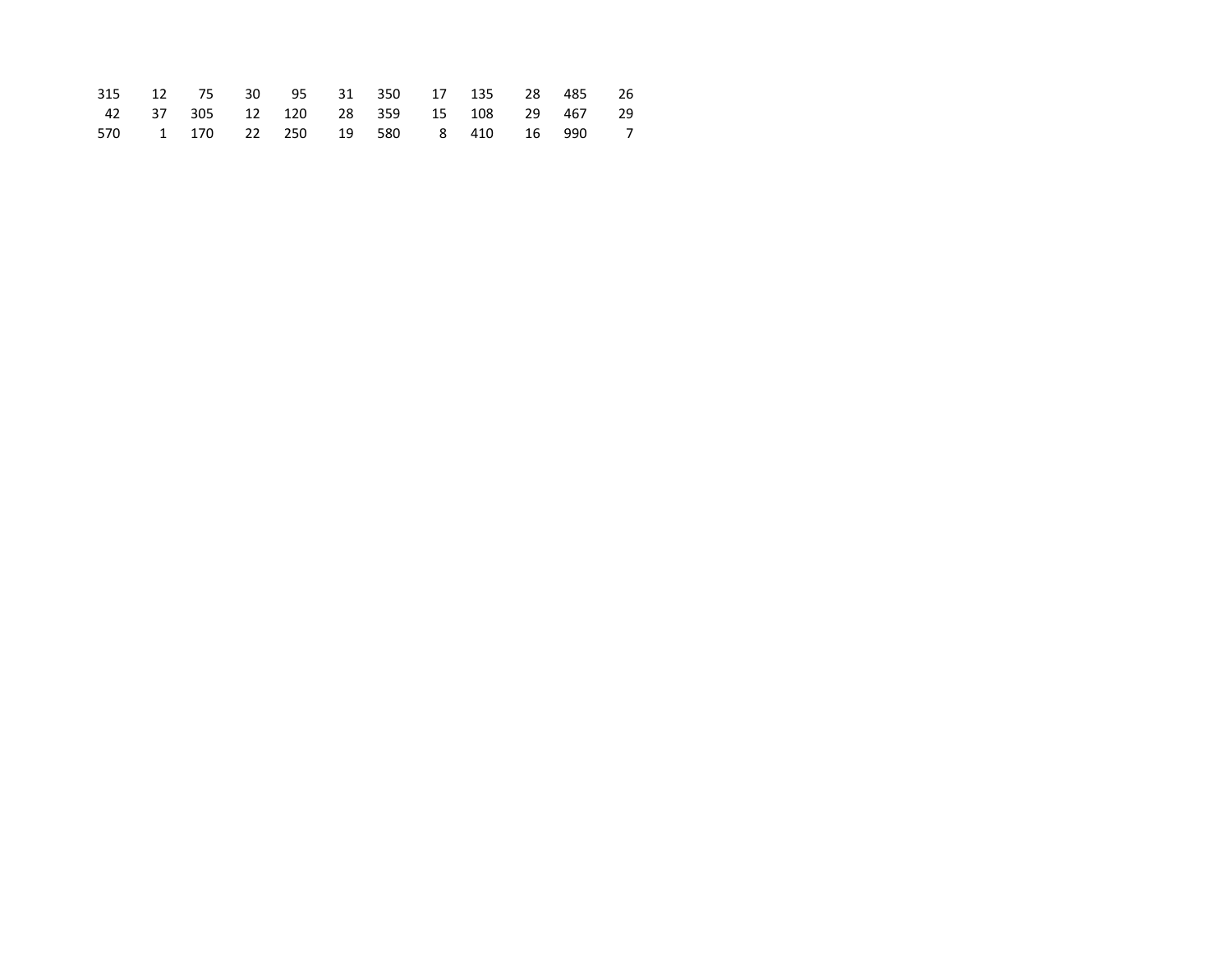| | | | | | | | | | | | |
|---|---|---|---|---|---|---|---|---|---|---|---|
| 315 | 12 | 75 | 30 | 95 | 31 | 350 | 17 | 135 | 28 | 485 | 26 |
| 42 | 37 | 305 | 12 | 120 | 28 | 359 | 15 | 108 | 29 | 467 | 29 |
| 570 | 1 | 170 | 22 | 250 | 19 | 580 | 8 | 410 | 16 | 990 | 7 |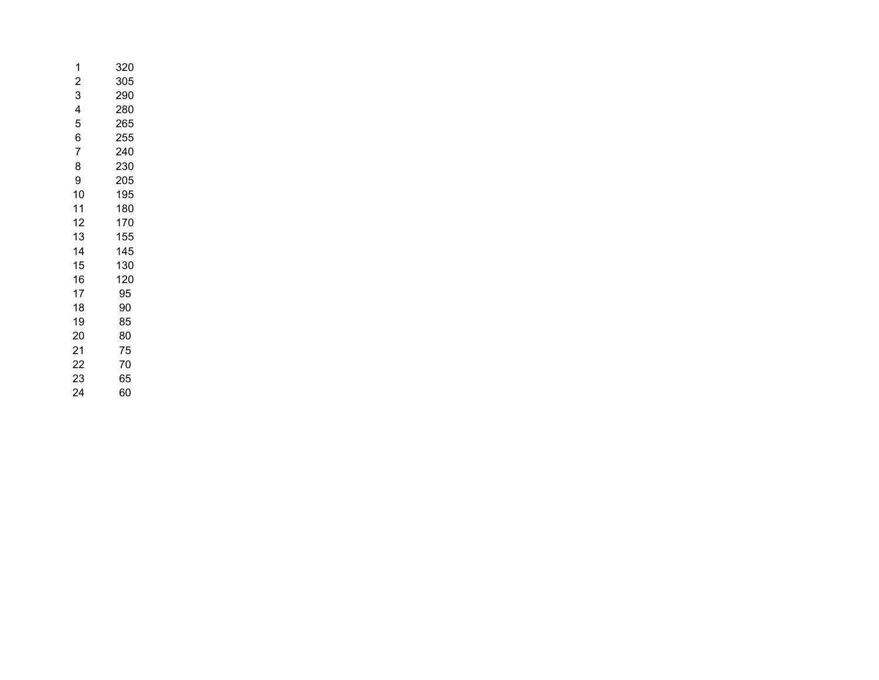| | |
|---|---|
| 1 | 320 |
| 2 | 305 |
| 3 | 290 |
| 4 | 280 |
| 5 | 265 |
| 6 | 255 |
| 7 | 240 |
| 8 | 230 |
| 9 | 205 |
| 10 | 195 |
| 11 | 180 |
| 12 | 170 |
| 13 | 155 |
| 14 | 145 |
| 15 | 130 |
| 16 | 120 |
| 17 | 95 |
| 18 | 90 |
| 19 | 85 |
| 20 | 80 |
| 21 | 75 |
| 22 | 70 |
| 23 | 65 |
| 24 | 60 |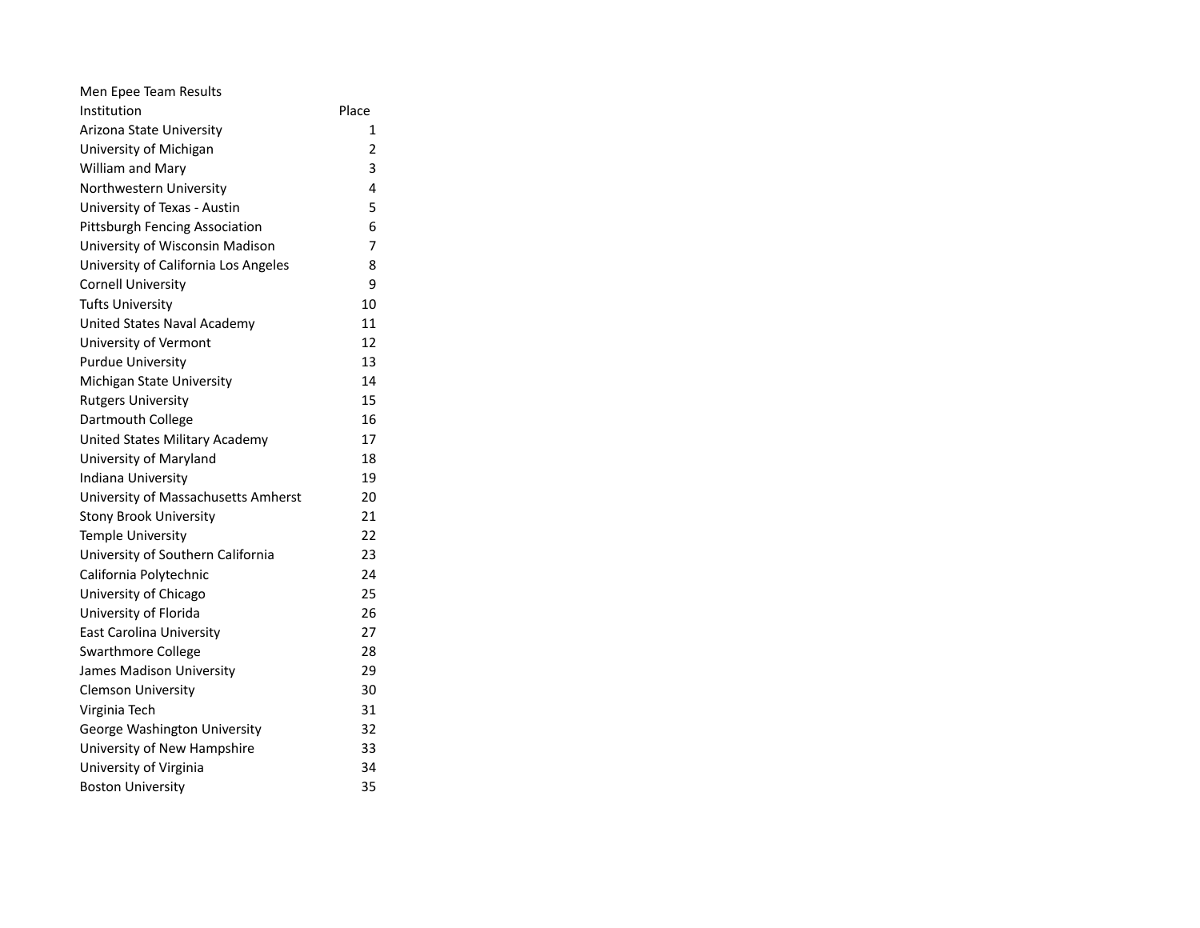Men Epee Team Results

| Institution | Place |
| --- | --- |
| Arizona State University | 1 |
| University of Michigan | 2 |
| William and Mary | 3 |
| Northwestern University | 4 |
| University of Texas - Austin | 5 |
| Pittsburgh Fencing Association | 6 |
| University of Wisconsin Madison | 7 |
| University of California Los Angeles | 8 |
| Cornell University | 9 |
| Tufts University | 10 |
| United States Naval Academy | 11 |
| University of Vermont | 12 |
| Purdue University | 13 |
| Michigan State University | 14 |
| Rutgers University | 15 |
| Dartmouth College | 16 |
| United States Military Academy | 17 |
| University of Maryland | 18 |
| Indiana University | 19 |
| University of Massachusetts Amherst | 20 |
| Stony Brook University | 21 |
| Temple University | 22 |
| University of Southern California | 23 |
| California Polytechnic | 24 |
| University of Chicago | 25 |
| University of Florida | 26 |
| East Carolina University | 27 |
| Swarthmore College | 28 |
| James Madison University | 29 |
| Clemson University | 30 |
| Virginia Tech | 31 |
| George Washington University | 32 |
| University of New Hampshire | 33 |
| University of Virginia | 34 |
| Boston University | 35 |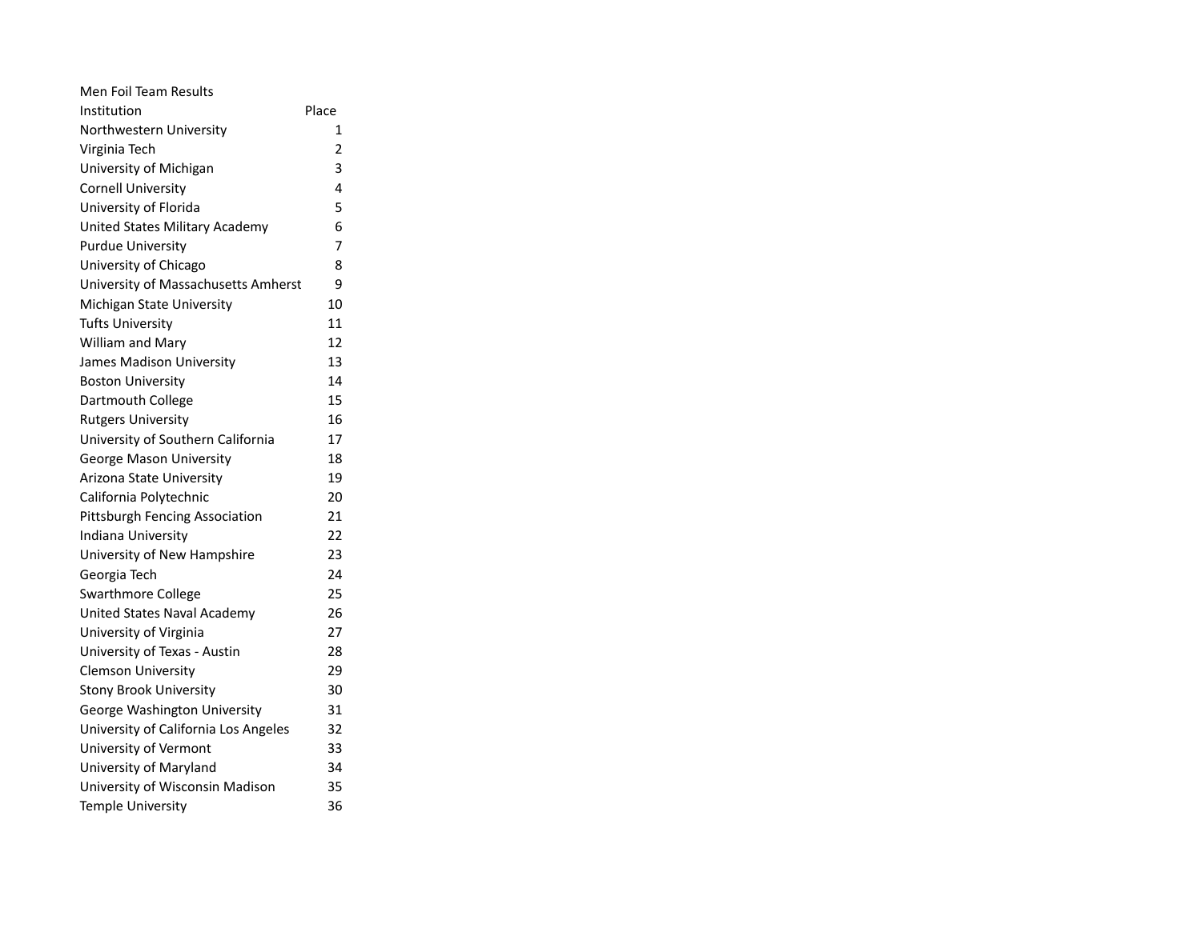Men Foil Team Results

| Institution | Place |
|---|---|
| Northwestern University | 1 |
| Virginia Tech | 2 |
| University of Michigan | 3 |
| Cornell University | 4 |
| University of Florida | 5 |
| United States Military Academy | 6 |
| Purdue University | 7 |
| University of Chicago | 8 |
| University of Massachusetts Amherst | 9 |
| Michigan State University | 10 |
| Tufts University | 11 |
| William and Mary | 12 |
| James Madison University | 13 |
| Boston University | 14 |
| Dartmouth College | 15 |
| Rutgers University | 16 |
| University of Southern California | 17 |
| George Mason University | 18 |
| Arizona State University | 19 |
| California Polytechnic | 20 |
| Pittsburgh Fencing Association | 21 |
| Indiana University | 22 |
| University of New Hampshire | 23 |
| Georgia Tech | 24 |
| Swarthmore College | 25 |
| United States Naval Academy | 26 |
| University of Virginia | 27 |
| University of Texas - Austin | 28 |
| Clemson University | 29 |
| Stony Brook University | 30 |
| George Washington University | 31 |
| University of California Los Angeles | 32 |
| University of Vermont | 33 |
| University of Maryland | 34 |
| University of Wisconsin Madison | 35 |
| Temple University | 36 |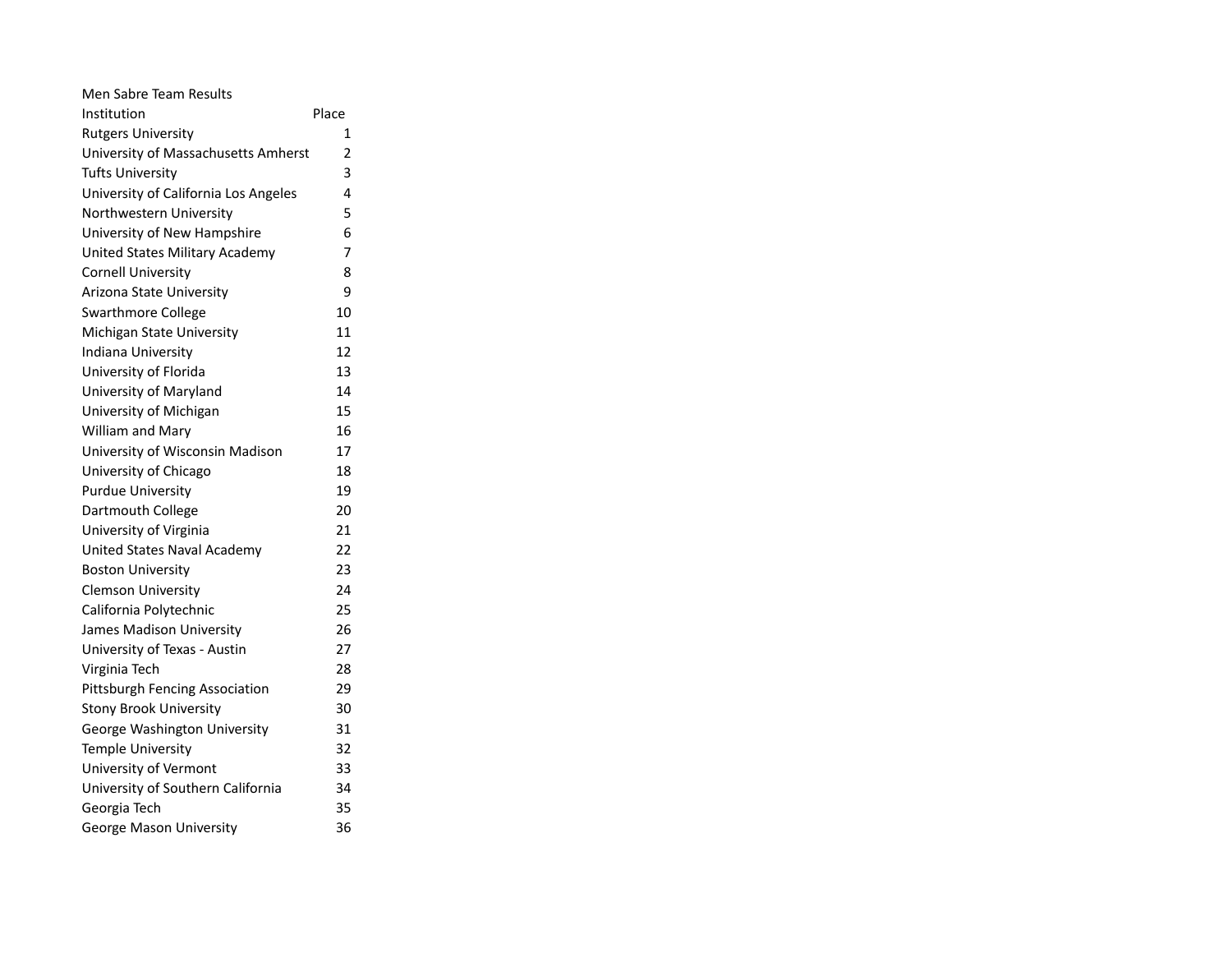Men Sabre Team Results

| Institution | Place |
|---|---|
| Rutgers University | 1 |
| University of Massachusetts Amherst | 2 |
| Tufts University | 3 |
| University of California Los Angeles | 4 |
| Northwestern University | 5 |
| University of New Hampshire | 6 |
| United States Military Academy | 7 |
| Cornell University | 8 |
| Arizona State University | 9 |
| Swarthmore College | 10 |
| Michigan State University | 11 |
| Indiana University | 12 |
| University of Florida | 13 |
| University of Maryland | 14 |
| University of Michigan | 15 |
| William and Mary | 16 |
| University of Wisconsin Madison | 17 |
| University of Chicago | 18 |
| Purdue University | 19 |
| Dartmouth College | 20 |
| University of Virginia | 21 |
| United States Naval Academy | 22 |
| Boston University | 23 |
| Clemson University | 24 |
| California Polytechnic | 25 |
| James Madison University | 26 |
| University of Texas - Austin | 27 |
| Virginia Tech | 28 |
| Pittsburgh Fencing Association | 29 |
| Stony Brook University | 30 |
| George Washington University | 31 |
| Temple University | 32 |
| University of Vermont | 33 |
| University of Southern California | 34 |
| Georgia Tech | 35 |
| George Mason University | 36 |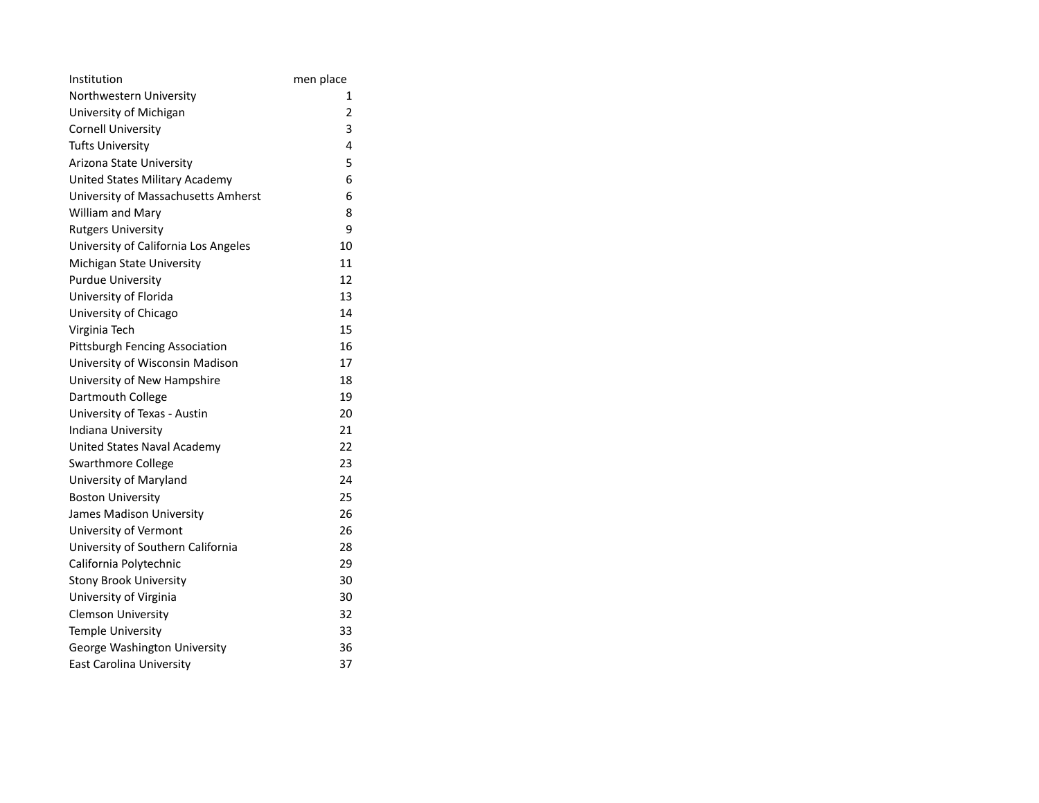| Institution | men place |
| --- | --- |
| Northwestern University | 1 |
| University of Michigan | 2 |
| Cornell University | 3 |
| Tufts University | 4 |
| Arizona State University | 5 |
| United States Military Academy | 6 |
| University of Massachusetts Amherst | 6 |
| William and Mary | 8 |
| Rutgers University | 9 |
| University of California Los Angeles | 10 |
| Michigan State University | 11 |
| Purdue University | 12 |
| University of Florida | 13 |
| University of Chicago | 14 |
| Virginia Tech | 15 |
| Pittsburgh Fencing Association | 16 |
| University of Wisconsin Madison | 17 |
| University of New Hampshire | 18 |
| Dartmouth College | 19 |
| University of Texas - Austin | 20 |
| Indiana University | 21 |
| United States Naval Academy | 22 |
| Swarthmore College | 23 |
| University of Maryland | 24 |
| Boston University | 25 |
| James Madison University | 26 |
| University of Vermont | 26 |
| University of Southern California | 28 |
| California Polytechnic | 29 |
| Stony Brook University | 30 |
| University of Virginia | 30 |
| Clemson University | 32 |
| Temple University | 33 |
| George Washington University | 36 |
| East Carolina University | 37 |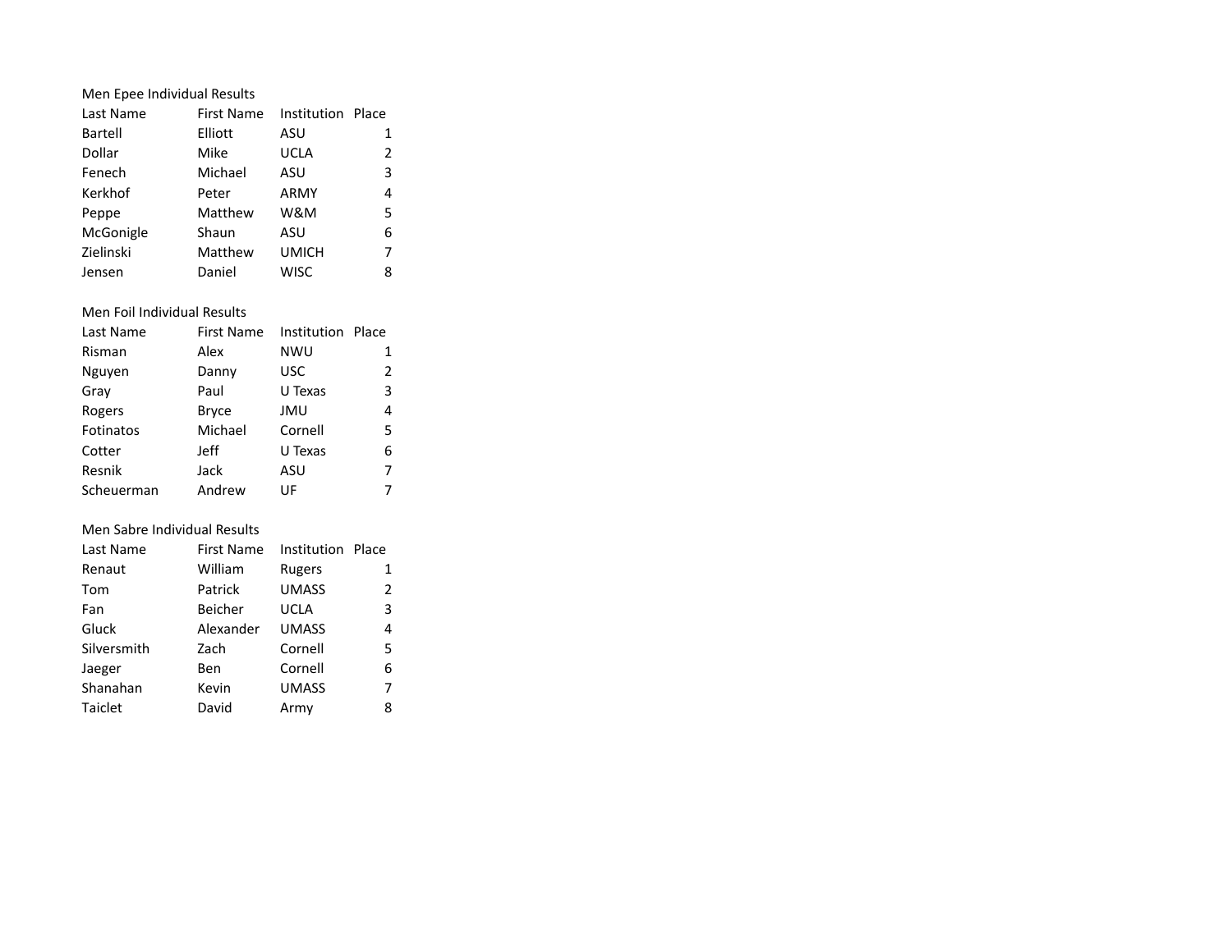Men Epee Individual Results

| Last Name | First Name | Institution | Place |
|---|---|---|---|
| Bartell | Elliott | ASU | 1 |
| Dollar | Mike | UCLA | 2 |
| Fenech | Michael | ASU | 3 |
| Kerkhof | Peter | ARMY | 4 |
| Peppe | Matthew | W&M | 5 |
| McGonigle | Shaun | ASU | 6 |
| Zielinski | Matthew | UMICH | 7 |
| Jensen | Daniel | WISC | 8 |

Men Foil Individual Results

| Last Name | First Name | Institution | Place |
|---|---|---|---|
| Risman | Alex | NWU | 1 |
| Nguyen | Danny | USC | 2 |
| Gray | Paul | U Texas | 3 |
| Rogers | Bryce | JMU | 4 |
| Fotinatos | Michael | Cornell | 5 |
| Cotter | Jeff | U Texas | 6 |
| Resnik | Jack | ASU | 7 |
| Scheuerman | Andrew | UF | 7 |

Men Sabre Individual Results

| Last Name | First Name | Institution | Place |
|---|---|---|---|
| Renaut | William | Rugers | 1 |
| Tom | Patrick | UMASS | 2 |
| Fan | Beicher | UCLA | 3 |
| Gluck | Alexander | UMASS | 4 |
| Silversmith | Zach | Cornell | 5 |
| Jaeger | Ben | Cornell | 6 |
| Shanahan | Kevin | UMASS | 7 |
| Taiclet | David | Army | 8 |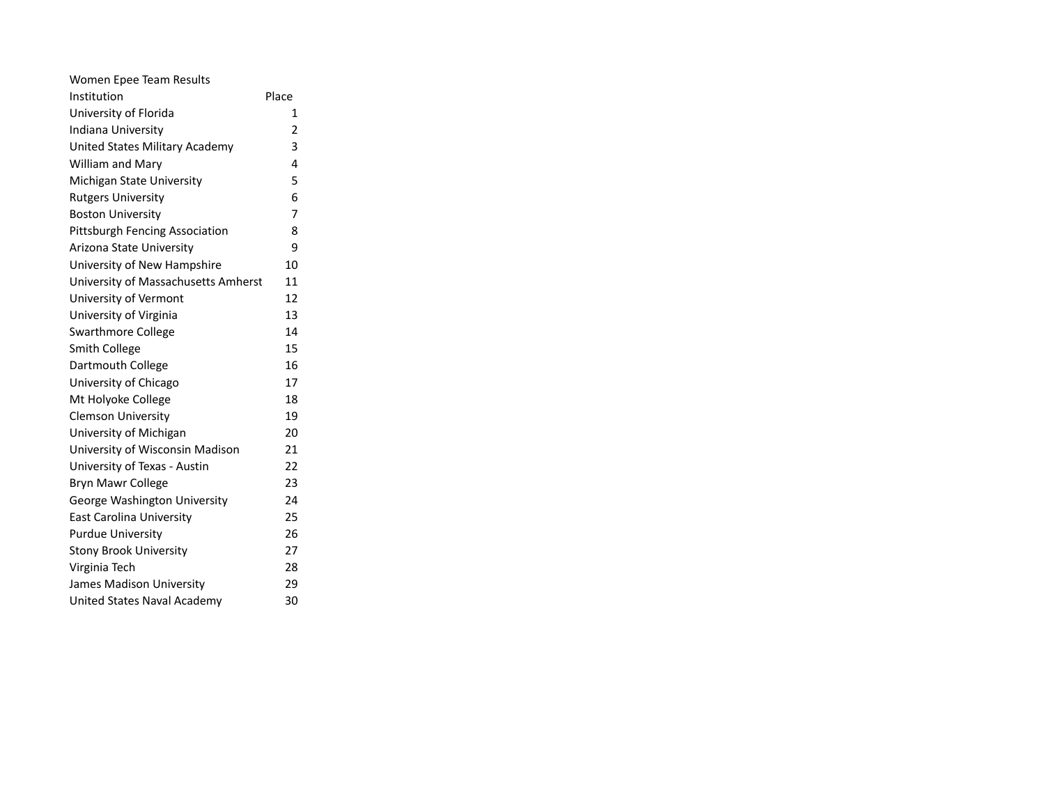Women Epee Team Results

| Institution | Place |
|---|---|
| University of Florida | 1 |
| Indiana University | 2 |
| United States Military Academy | 3 |
| William and Mary | 4 |
| Michigan State University | 5 |
| Rutgers University | 6 |
| Boston University | 7 |
| Pittsburgh Fencing Association | 8 |
| Arizona State University | 9 |
| University of New Hampshire | 10 |
| University of Massachusetts Amherst | 11 |
| University of Vermont | 12 |
| University of Virginia | 13 |
| Swarthmore College | 14 |
| Smith College | 15 |
| Dartmouth College | 16 |
| University of Chicago | 17 |
| Mt Holyoke College | 18 |
| Clemson University | 19 |
| University of Michigan | 20 |
| University of Wisconsin Madison | 21 |
| University of Texas - Austin | 22 |
| Bryn Mawr College | 23 |
| George Washington University | 24 |
| East Carolina University | 25 |
| Purdue University | 26 |
| Stony Brook University | 27 |
| Virginia Tech | 28 |
| James Madison University | 29 |
| United States Naval Academy | 30 |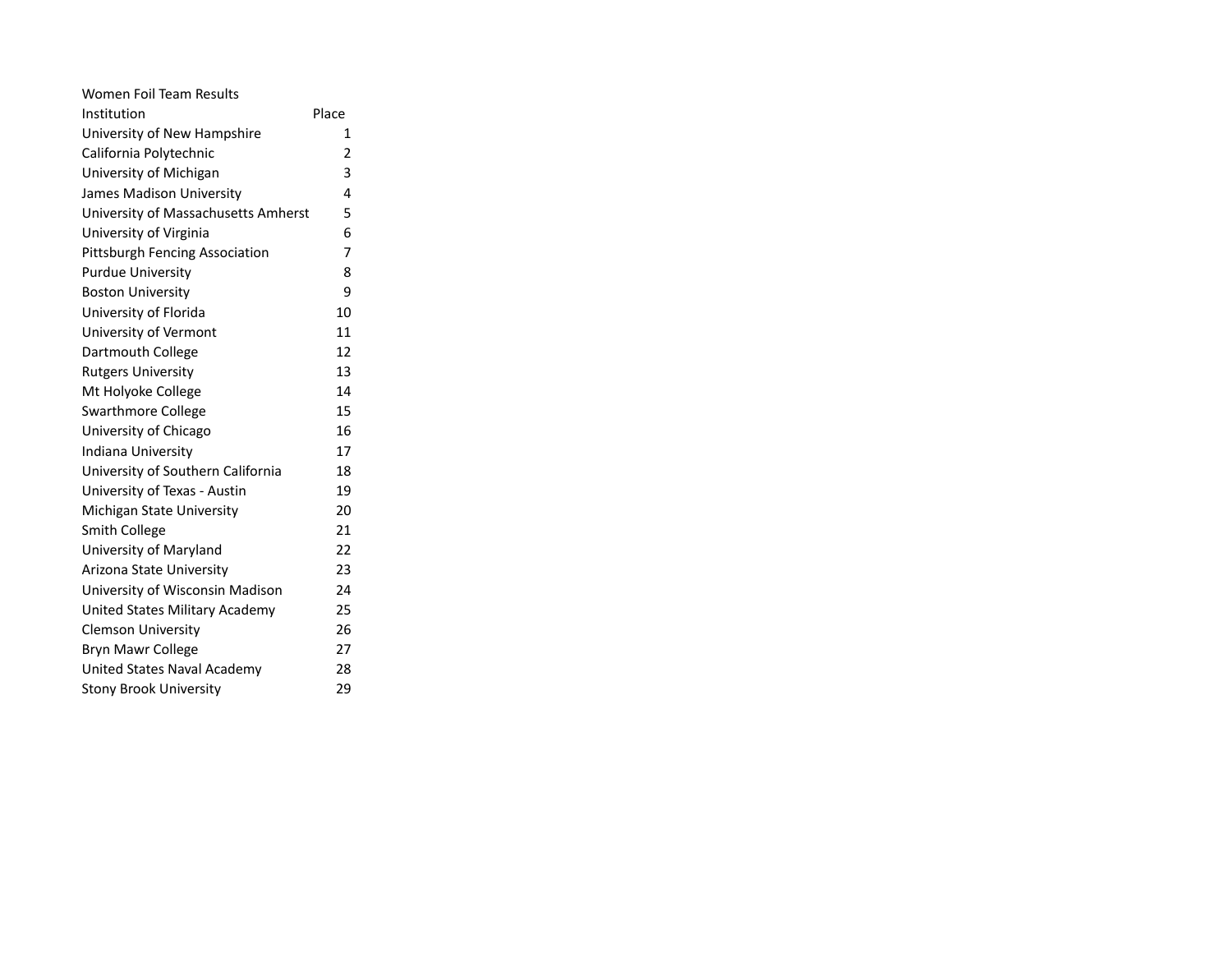Women Foil Team Results

| Institution | Place |
|---|---|
| University of New Hampshire | 1 |
| California Polytechnic | 2 |
| University of Michigan | 3 |
| James Madison University | 4 |
| University of Massachusetts Amherst | 5 |
| University of Virginia | 6 |
| Pittsburgh Fencing Association | 7 |
| Purdue University | 8 |
| Boston University | 9 |
| University of Florida | 10 |
| University of Vermont | 11 |
| Dartmouth College | 12 |
| Rutgers University | 13 |
| Mt Holyoke College | 14 |
| Swarthmore College | 15 |
| University of Chicago | 16 |
| Indiana University | 17 |
| University of Southern California | 18 |
| University of Texas - Austin | 19 |
| Michigan State University | 20 |
| Smith College | 21 |
| University of Maryland | 22 |
| Arizona State University | 23 |
| University of Wisconsin Madison | 24 |
| United States Military Academy | 25 |
| Clemson University | 26 |
| Bryn Mawr College | 27 |
| United States Naval Academy | 28 |
| Stony Brook University | 29 |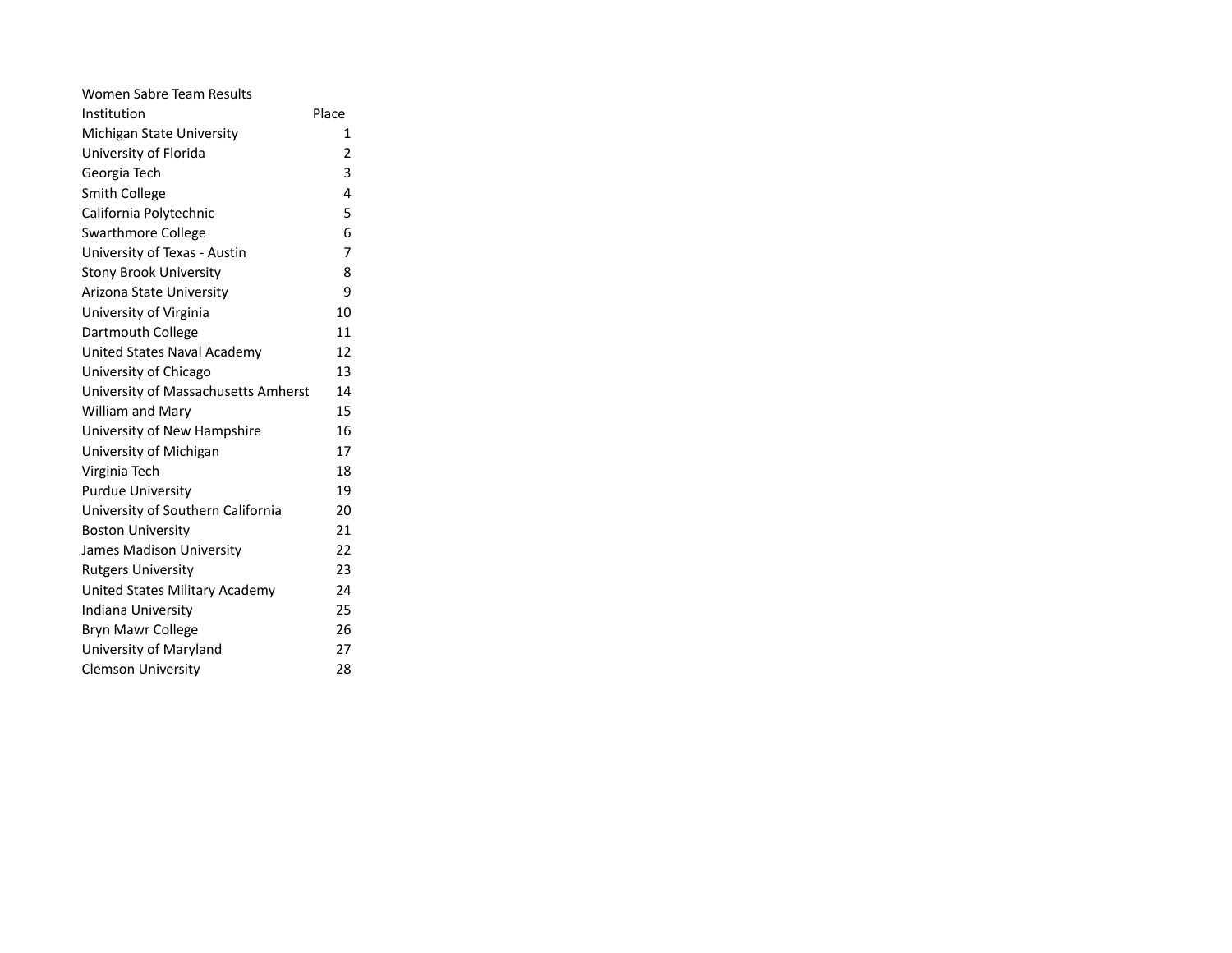Women Sabre Team Results

| Institution | Place |
| --- | --- |
| Michigan State University | 1 |
| University of Florida | 2 |
| Georgia Tech | 3 |
| Smith College | 4 |
| California Polytechnic | 5 |
| Swarthmore College | 6 |
| University of Texas - Austin | 7 |
| Stony Brook University | 8 |
| Arizona State University | 9 |
| University of Virginia | 10 |
| Dartmouth College | 11 |
| United States Naval Academy | 12 |
| University of Chicago | 13 |
| University of Massachusetts Amherst | 14 |
| William and Mary | 15 |
| University of New Hampshire | 16 |
| University of Michigan | 17 |
| Virginia Tech | 18 |
| Purdue University | 19 |
| University of Southern California | 20 |
| Boston University | 21 |
| James Madison University | 22 |
| Rutgers University | 23 |
| United States Military Academy | 24 |
| Indiana University | 25 |
| Bryn Mawr College | 26 |
| University of Maryland | 27 |
| Clemson University | 28 |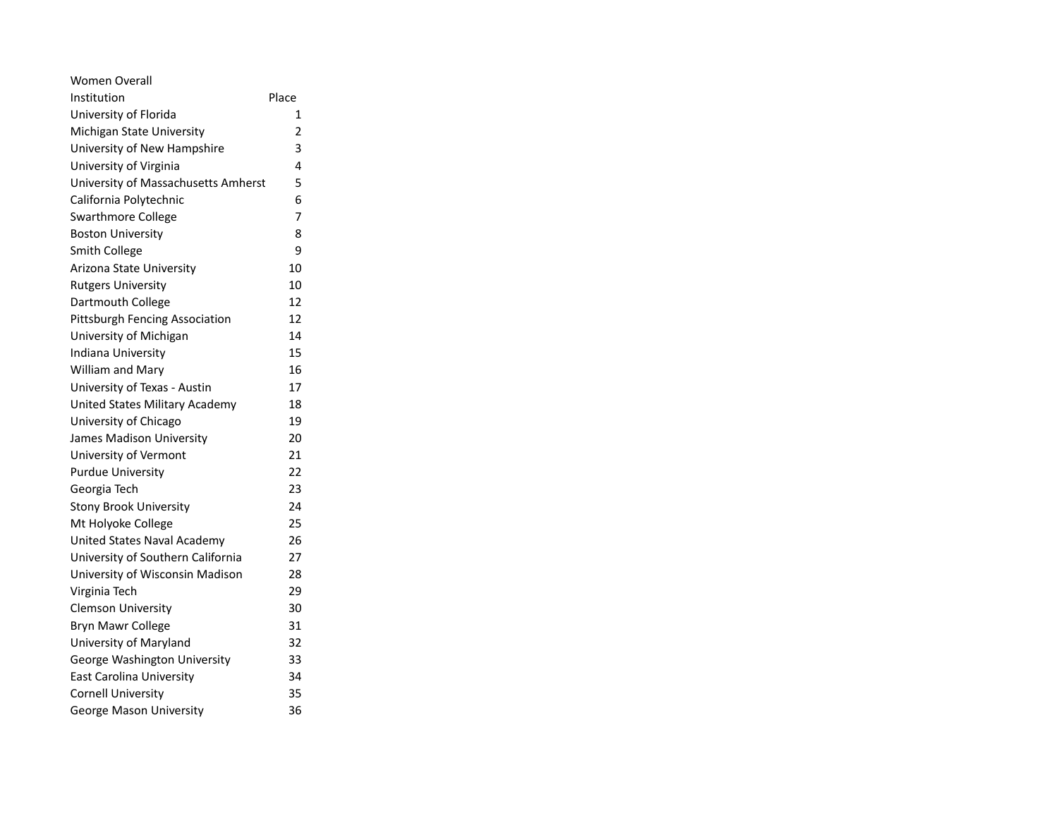Women Overall

| Institution | Place |
|---|---|
| University of Florida | 1 |
| Michigan State University | 2 |
| University of New Hampshire | 3 |
| University of Virginia | 4 |
| University of Massachusetts Amherst | 5 |
| California Polytechnic | 6 |
| Swarthmore College | 7 |
| Boston University | 8 |
| Smith College | 9 |
| Arizona State University | 10 |
| Rutgers University | 10 |
| Dartmouth College | 12 |
| Pittsburgh Fencing Association | 12 |
| University of Michigan | 14 |
| Indiana University | 15 |
| William and Mary | 16 |
| University of Texas - Austin | 17 |
| United States Military Academy | 18 |
| University of Chicago | 19 |
| James Madison University | 20 |
| University of Vermont | 21 |
| Purdue University | 22 |
| Georgia Tech | 23 |
| Stony Brook University | 24 |
| Mt Holyoke College | 25 |
| United States Naval Academy | 26 |
| University of Southern California | 27 |
| University of Wisconsin Madison | 28 |
| Virginia Tech | 29 |
| Clemson University | 30 |
| Bryn Mawr College | 31 |
| University of Maryland | 32 |
| George Washington University | 33 |
| East Carolina University | 34 |
| Cornell University | 35 |
| George Mason University | 36 |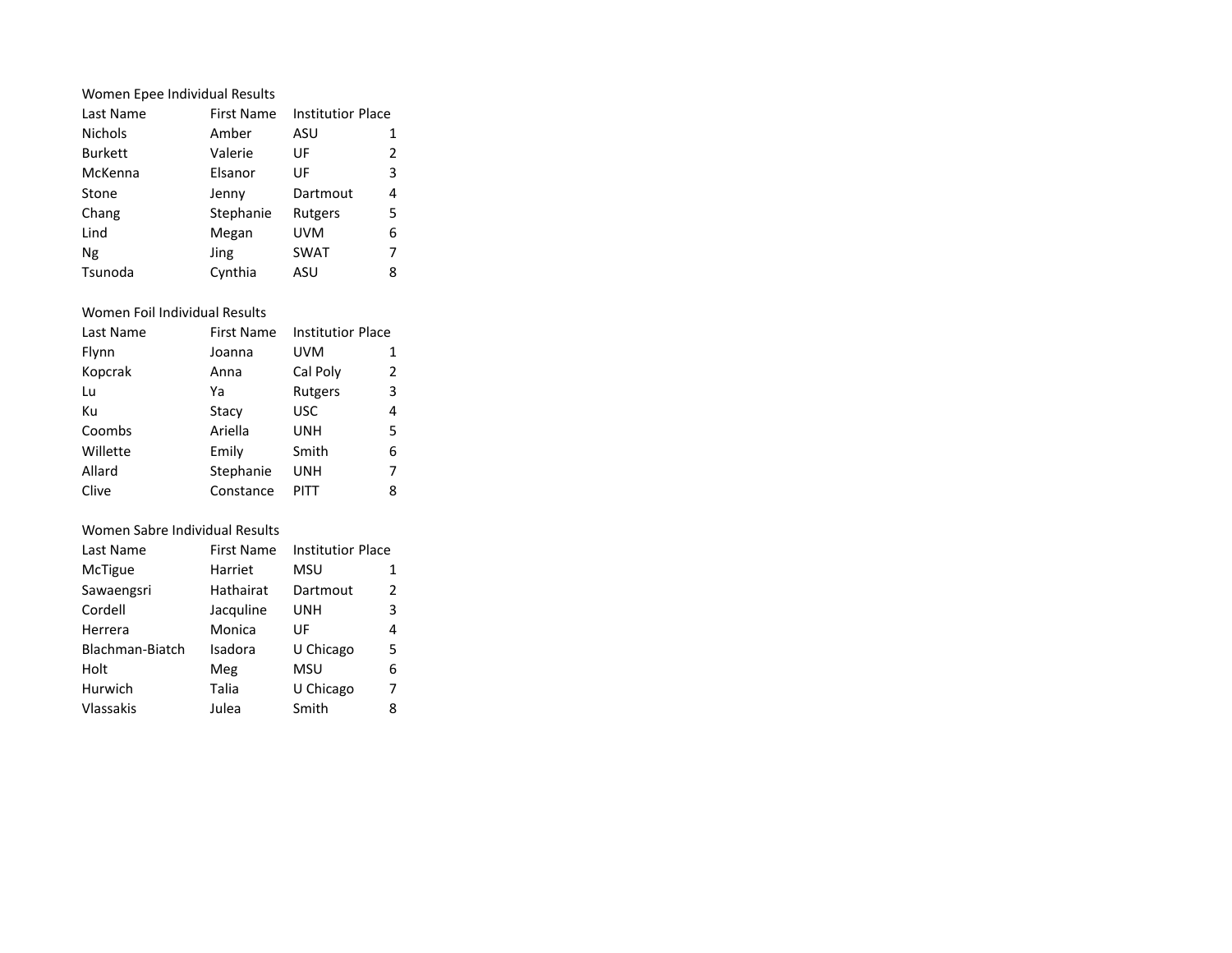Women Epee Individual Results

| Last Name | First Name | Institutior | Place |
|---|---|---|---|
| Nichols | Amber | ASU | 1 |
| Burkett | Valerie | UF | 2 |
| McKenna | Elsanor | UF | 3 |
| Stone | Jenny | Dartmout | 4 |
| Chang | Stephanie | Rutgers | 5 |
| Lind | Megan | UVM | 6 |
| Ng | Jing | SWAT | 7 |
| Tsunoda | Cynthia | ASU | 8 |

Women Foil Individual Results

| Last Name | First Name | Institutior | Place |
|---|---|---|---|
| Flynn | Joanna | UVM | 1 |
| Kopcrak | Anna | Cal Poly | 2 |
| Lu | Ya | Rutgers | 3 |
| Ku | Stacy | USC | 4 |
| Coombs | Ariella | UNH | 5 |
| Willette | Emily | Smith | 6 |
| Allard | Stephanie | UNH | 7 |
| Clive | Constance | PITT | 8 |

Women Sabre Individual Results

| Last Name | First Name | Institutior | Place |
|---|---|---|---|
| McTigue | Harriet | MSU | 1 |
| Sawaengsri | Hathairat | Dartmout | 2 |
| Cordell | Jacquline | UNH | 3 |
| Herrera | Monica | UF | 4 |
| Blachman-Biatch | Isadora | U Chicago | 5 |
| Holt | Meg | MSU | 6 |
| Hurwich | Talia | U Chicago | 7 |
| Vlassakis | Julea | Smith | 8 |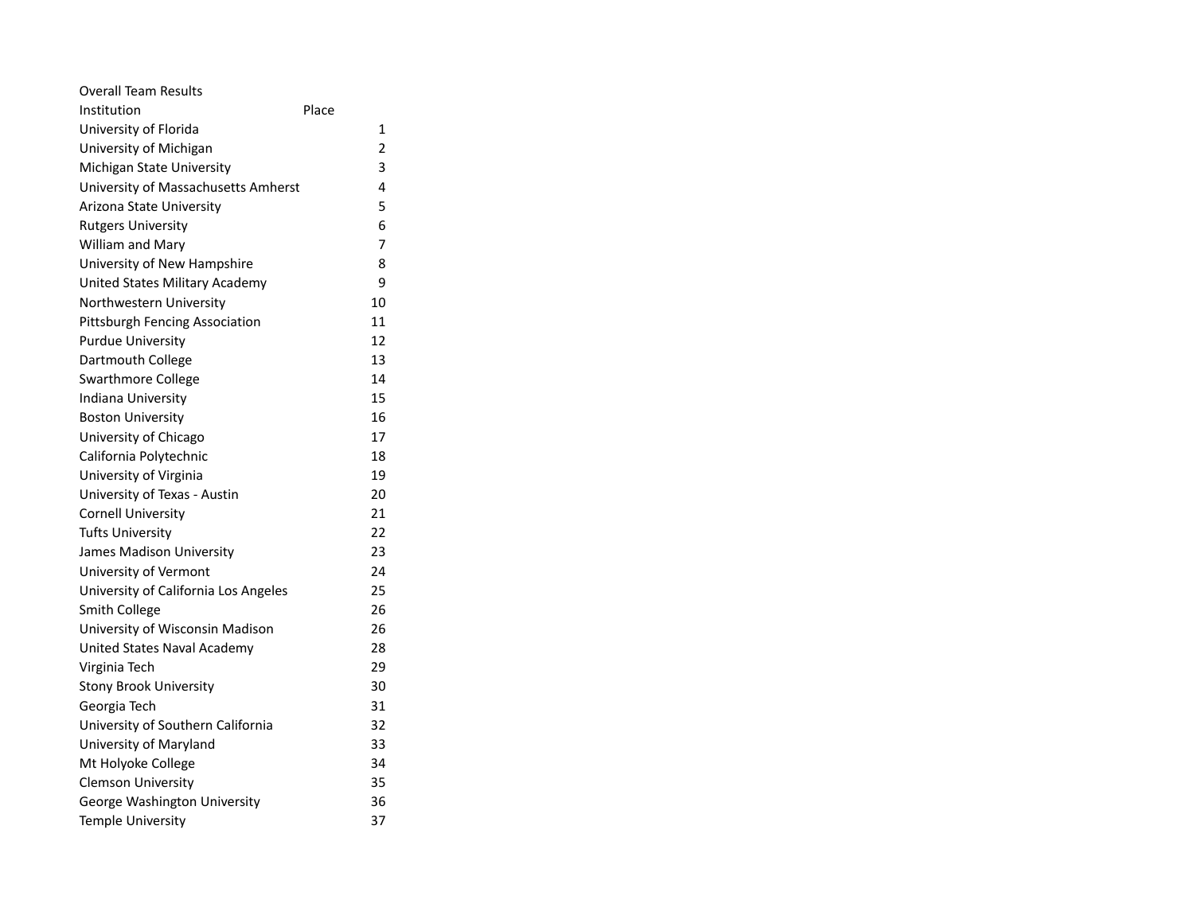Overall Team Results

| Institution | Place |
| --- | --- |
| University of Florida | 1 |
| University of Michigan | 2 |
| Michigan State University | 3 |
| University of Massachusetts Amherst | 4 |
| Arizona State University | 5 |
| Rutgers University | 6 |
| William and Mary | 7 |
| University of New Hampshire | 8 |
| United States Military Academy | 9 |
| Northwestern University | 10 |
| Pittsburgh Fencing Association | 11 |
| Purdue University | 12 |
| Dartmouth College | 13 |
| Swarthmore College | 14 |
| Indiana University | 15 |
| Boston University | 16 |
| University of Chicago | 17 |
| California Polytechnic | 18 |
| University of Virginia | 19 |
| University of Texas - Austin | 20 |
| Cornell University | 21 |
| Tufts University | 22 |
| James Madison University | 23 |
| University of Vermont | 24 |
| University of California Los Angeles | 25 |
| Smith College | 26 |
| University of Wisconsin Madison | 26 |
| United States Naval Academy | 28 |
| Virginia Tech | 29 |
| Stony Brook University | 30 |
| Georgia Tech | 31 |
| University of Southern California | 32 |
| University of Maryland | 33 |
| Mt Holyoke College | 34 |
| Clemson University | 35 |
| George Washington University | 36 |
| Temple University | 37 |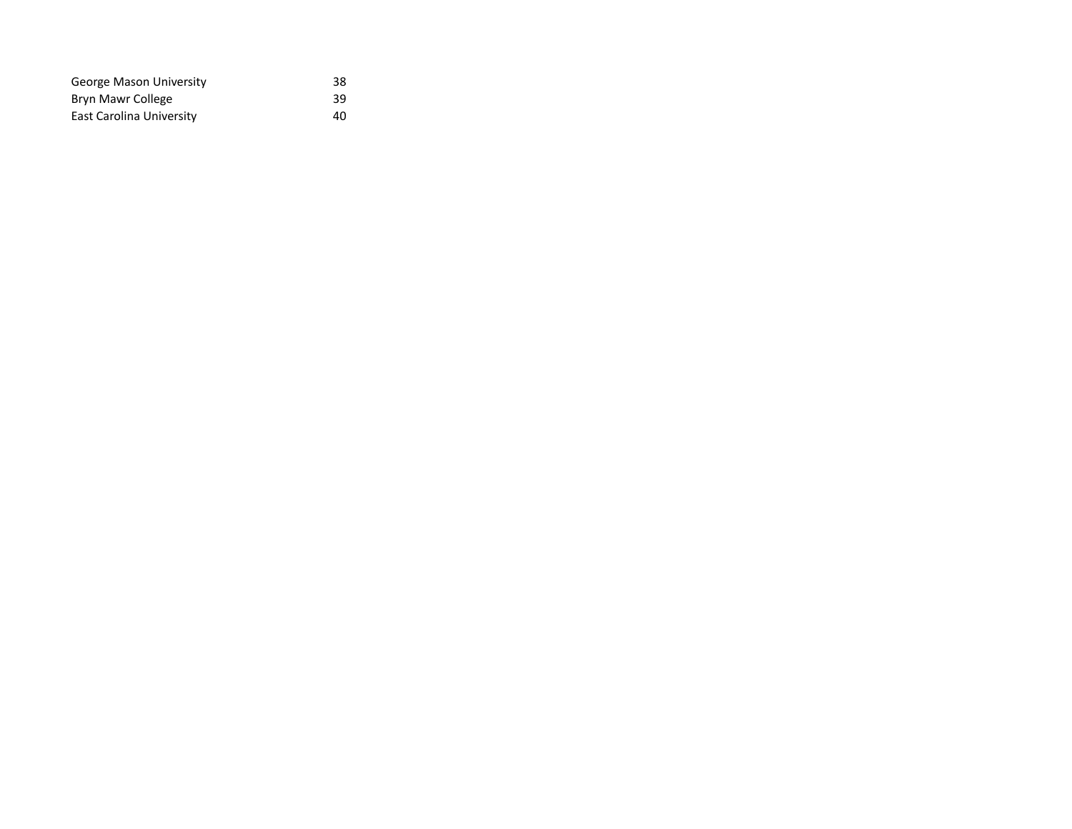| | |
|---|---|
| George Mason University | 38 |
| Bryn Mawr College | 39 |
| East Carolina University | 40 |